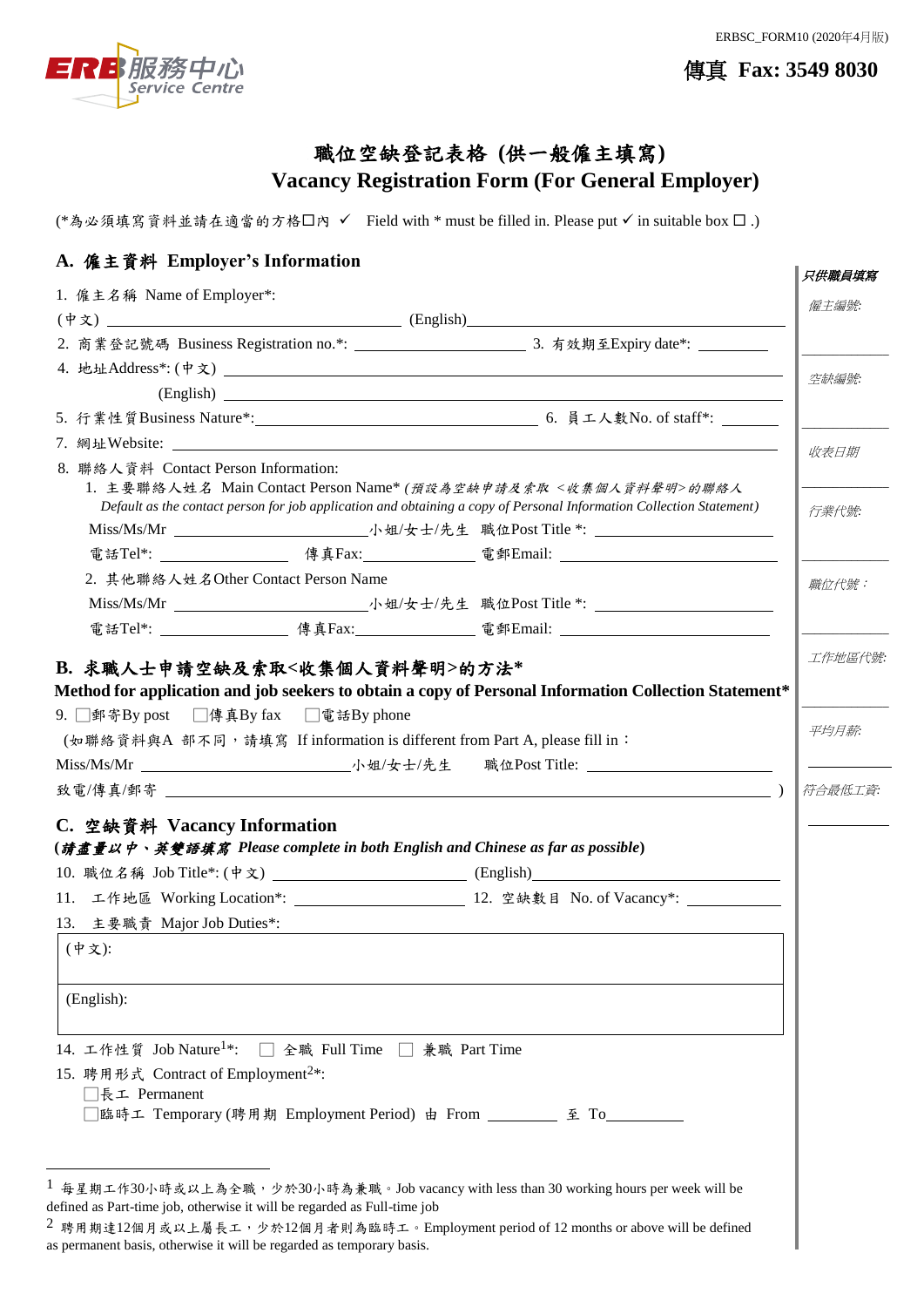ERBSC_FORM10 (2020年4月版)

ERB服務中心 Service Centre

**傳真 Fax: 3549 8030**

# 職位空缺登記表格 (供一般僱主填寫) Vacancy Registration Form (For General Employer)

(*為必須填寫資料並請在適當的方格☐內 ✓ Field with * must be filled in. Please put ✓ in suitable box ☐ .)

## A. 僱主資料 Employer's Information

1. 僱主名稱 Name of Employer*:
   (中文) ______________________ (English)______________________
2. 商業登記號碼 Business Registration no.*: ______________ 3. 有效期至Expiry date*: ________
4. 地址Address*: (中文) ______________________
   (English) ______________________
5. 行業性質Business Nature*:______________________ 6. 員工人數No. of staff*: ________
7. 網址Website: ______________________
8. 聯絡人資料 Contact Person Information:
   1. 主要聯絡人姓名 Main Contact Person Name* *(預設為空缺申請及索取 <收集個人資料聲明>的聯絡人 Default as the contact person for job application and obtaining a copy of Personal Information Collection Statement)*
      Miss/Ms/Mr ______________小姐/女士/先生 職位Post Title *: ______________
      電話Tel*: ____________ 傳真Fax:____________ 電郵Email: ______________
   2. 其他聯絡人姓名Other Contact Person Name
      Miss/Ms/Mr ______________小姐/女士/先生 職位Post Title *: ______________
      電話Tel*: ____________ 傳真Fax:____________ 電郵Email: ______________

## B. 求職人士申請空缺及索取<收集個人資料聲明>的方法* Method for application and job seekers to obtain a copy of Personal Information Collection Statement*

9. ☐郵寄By post ☐傳真By fax ☐電話By phone

(如聯絡資料與A 部不同，請填寫 If information is different from Part A, please fill in：
Miss/Ms/Mr ______________小姐/女士/先生 職位Post Title: ______________
致電/傳真/郵寄 ______________________________ )

## C. 空缺資料 Vacancy Information

**(*請盡量以中、英雙語填寫 Please complete in both English and Chinese as far as possible*)**

10. 職位名稱 Job Title*: (中文) ______________ (English)______________
11. 工作地區 Working Location*: ______________ 12. 空缺數目 No. of Vacancy*: ________
13. 主要職責 Major Job Duties*:

| (中文): |
|---|
| (English): |

14. 工作性質 Job Nature[1]*: ☐ 全職 Full Time ☐ 兼職 Part Time
15. 聘用形式 Contract of Employment[2]*:
    ☐長工 Permanent
    ☐臨時工 Temporary (聘用期 Employment Period) 由 From ________ 至 To________

| 只供職員填寫 |
|---|
| 僱主編號: |
| 空缺編號: |
| 收表日期 |
| 行業代號: |
| 職位代號： |
| 工作地區代號: |
| 平均月薪: |
| 符合最低工資: |

---

[1] 每星期工作30小時或以上為全職，少於30小時為兼職。Job vacancy with less than 30 working hours per week will be defined as Part-time job, otherwise it will be regarded as Full-time job

[2] 聘用期達12個月或以上屬長工，少於12個月者則為臨時工。Employment period of 12 months or above will be defined as permanent basis, otherwise it will be regarded as temporary basis.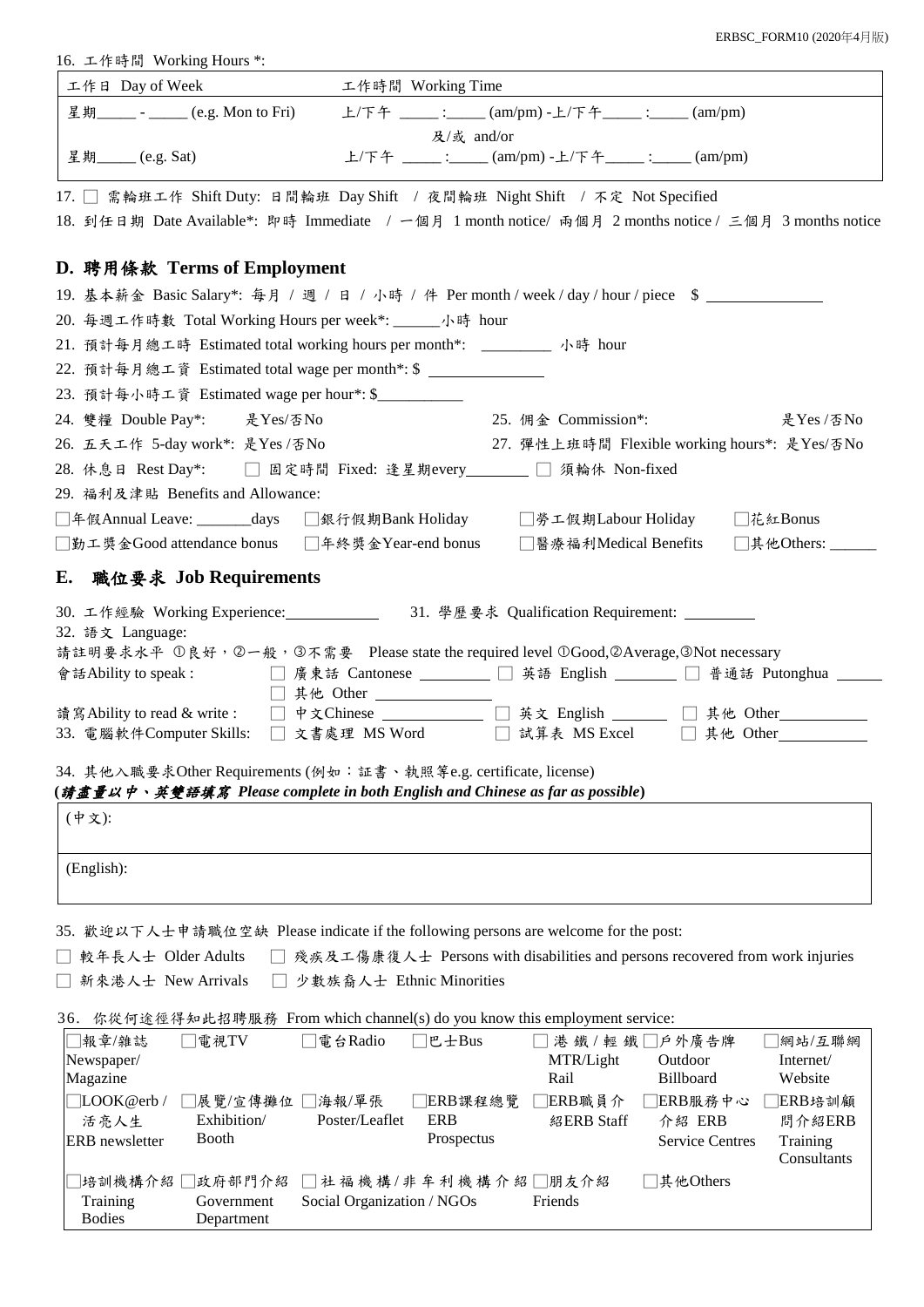16. 工作時間 Working Hours *:

| 工作日 Day of Week | 工作時間 Working Time |
| --- | --- |
| 星期_____ - _____ (e.g. Mon to Fri) | 上/下午 _____ :_____ (am/pm) -上/下午_____ :_____ (am/pm) |
| | 及/或 and/or |
| 星期_____ (e.g. Sat) | 上/下午 _____ :_____ (am/pm) -上/下午_____ :_____ (am/pm) |

17. ☐ 需輪班工作 Shift Duty: 日間輪班 Day Shift / 夜間輪班 Night Shift / 不定 Not Specified

18. 到任日期 Date Available*: 即時 Immediate / 一個月 1 month notice/ 兩個月 2 months notice / 三個月 3 months notice

## D. 聘用條款 Terms of Employment

19. 基本薪金 Basic Salary*: 每月 / 週 / 日 / 小時 / 件 Per month / week / day / hour / piece $ _______________

20. 每週工作時數 Total Working Hours per week*: ______小時 hour

21. 預計每月總工時 Estimated total working hours per month*: _________ 小時 hour

22. 預計每月總工資 Estimated total wage per month*: $ _______________

23. 預計每小時工資 Estimated wage per hour*: $___________

24. 雙糧 Double Pay*: 是Yes /否No　　25. 佣金 Commission*: 是Yes /否No

26. 五天工作 5-day work*: 是Yes /否No　　27. 彈性上班時間 Flexible working hours*: 是Yes/否No

28. 休息日 Rest Day*: ☐ 固定時間 Fixed: 逢星期every________ ☐ 須輪休 Non-fixed

29. 福利及津貼 Benefits and Allowance:

☐年假Annual Leave: _______days ☐銀行假期Bank Holiday ☐勞工假期Labour Holiday ☐花紅Bonus

☐勤工獎金Good attendance bonus ☐年終獎金Year-end bonus ☐醫療福利Medical Benefits ☐其他Others: ______

## E. 職位要求 Job Requirements

30. 工作經驗 Working Experience:____________　　31. 學歷要求 Qualification Requirement: _________

32. 語文 Language:

請註明要求水平 ①良好，②一般，③不需要 Please state the required level ①Good,②Average,③Not necessary

會話Ability to speak : ☐ 廣東話 Cantonese _________ ☐ 英語 English ________ ☐ 普通話 Putonghua ______ ☐ 其他 Other _______________

讀寫Ability to read & write : ☐ 中文Chinese ____________ ☐ 英文 English _______ ☐ 其他 Other___________

33. 電腦軟件Computer Skills: ☐ 文書處理 MS Word ☐ 試算表 MS Excel ☐ 其他 Other___________

34. 其他入職要求Other Requirements (例如：証書、執照等e.g. certificate, license)

**(*請盡量以中、英雙語填寫 Please complete in both English and Chinese as far as possible*)**

| (中文): |
| --- |
| (English): |

35. 歡迎以下人士申請職位空缺 Please indicate if the following persons are welcome for the post:

☐ 較年長人士 Older Adults ☐ 殘疾及工傷康復人士 Persons with disabilities and persons recovered from work injuries

☐ 新來港人士 New Arrivals ☐ 少數族裔人士 Ethnic Minorities

36. 你從何途徑得知此招聘服務 From which channel(s) do you know this employment service:

| | | | | | | |
| --- | --- | --- | --- | --- | --- | --- |
| ☐報章/雜誌 Newspaper/ Magazine | ☐電視TV | ☐電台Radio | ☐巴士Bus | ☐港鐵/輕鐵 MTR/Light Rail | ☐戶外廣告牌 Outdoor Billboard | ☐網站/互聯網 Internet/ Website |
| ☐LOOK@erb / 活亮人生 ERB newsletter | ☐展覽/宣傳攤位 Exhibition/ Booth | ☐海報/單張 Poster/Leaflet | ☐ERB課程總覽 ERB Prospectus | ☐ERB職員介紹ERB Staff | ☐ERB服務中心介紹 ERB Service Centres | ☐ERB培訓顧問介紹ERB Training Consultants |
| ☐培訓機構介紹 Training Bodies | ☐政府部門介紹 Government Department | ☐社福機構/非牟利機構介紹 Social Organization / NGOs | | ☐朋友介紹 Friends | ☐其他Others | |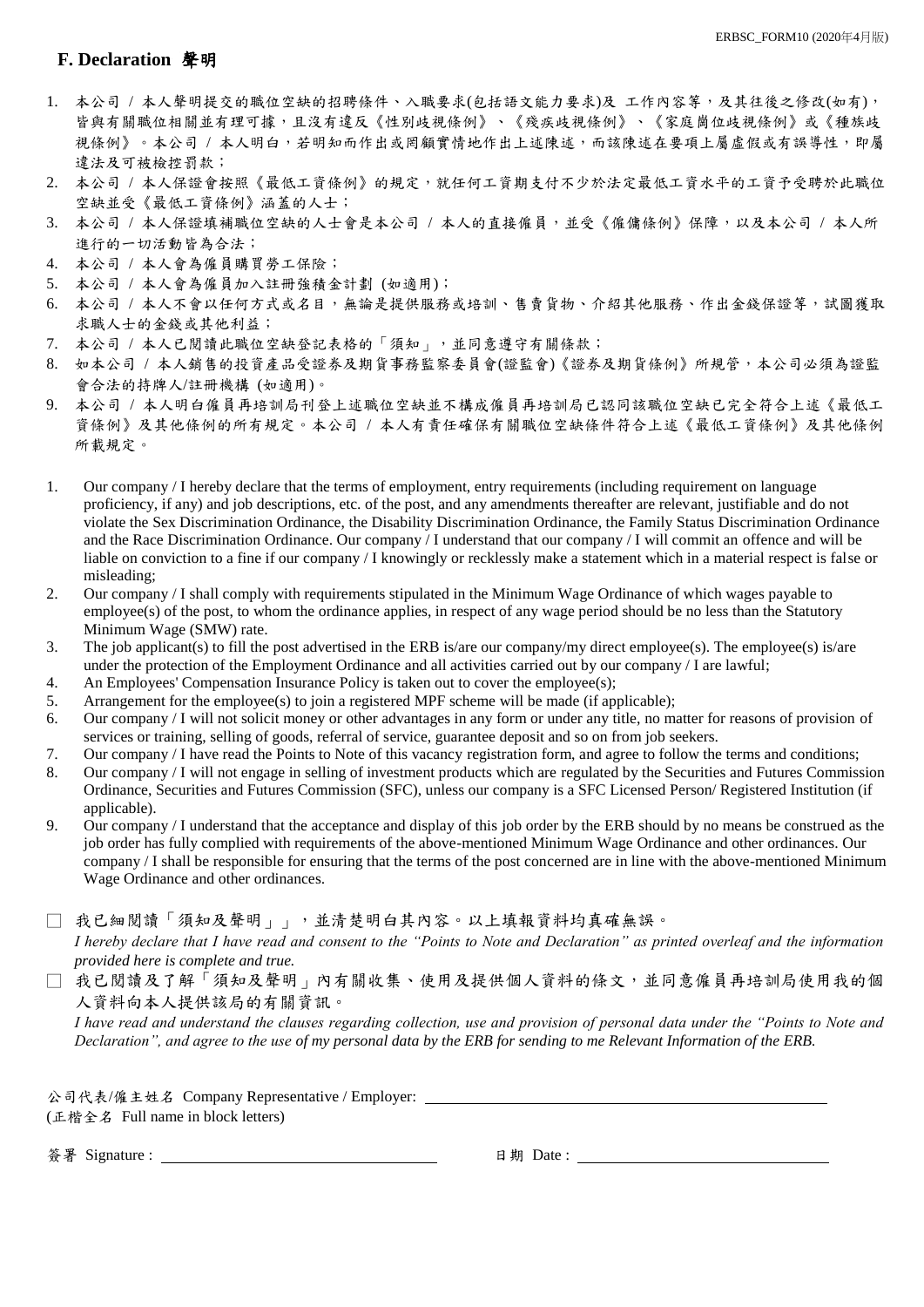## F. Declaration 聲明

1. 本公司 / 本人聲明提交的職位空缺的招聘條件、入職要求(包括語文能力要求)及 工作內容等，及其往後之修改(如有)，皆與有關職位相關並有理可據，且沒有違反《性別歧視條例》、《殘疾歧視條例》、《家庭崗位歧視條例》或《種族歧視條例》。本公司 / 本人明白，若明知而作出或罔顧實情地作出上述陳述，而該陳述在要項上屬虛假或有誤導性，即屬違法及可被檢控罰款；
2. 本公司 / 本人保證會按照《最低工資條例》的規定，就任何工資期支付不少於法定最低工資水平的工資予受聘於此職位空缺並受《最低工資條例》涵蓋的人士；
3. 本公司 / 本人保證填補職位空缺的人士會是本公司 / 本人的直接僱員，並受《僱傭條例》保障，以及本公司 / 本人所進行的一切活動皆為合法；
4. 本公司 / 本人會為僱員購買勞工保險；
5. 本公司 / 本人會為僱員加入註冊強積金計劃 (如適用)；
6. 本公司 / 本人不會以任何方式或名目，無論是提供服務或培訓、售賣貨物、介紹其他服務、作出金錢保證等，試圖獲取求職人士的金錢或其他利益；
7. 本公司 / 本人已閱讀此職位空缺登記表格的「須知」，並同意遵守有關條款；
8. 如本公司 / 本人銷售的投資產品受證券及期貨事務監察委員會(證監會)《證券及期貨條例》所規管，本公司必須為證監會合法的持牌人/註冊機構 (如適用)。
9. 本公司 / 本人明白僱員再培訓局刊登上述職位空缺並不構成僱員再培訓局已認同該職位空缺已完全符合上述《最低工資條例》及其他條例的所有規定。本公司 / 本人有責任確保有關職位空缺條件符合上述《最低工資條例》及其他條例所載規定。

1. Our company / I hereby declare that the terms of employment, entry requirements (including requirement on language proficiency, if any) and job descriptions, etc. of the post, and any amendments thereafter are relevant, justifiable and do not violate the Sex Discrimination Ordinance, the Disability Discrimination Ordinance, the Family Status Discrimination Ordinance and the Race Discrimination Ordinance. Our company / I understand that our company / I will commit an offence and will be liable on conviction to a fine if our company / I knowingly or recklessly make a statement which in a material respect is false or misleading;
2. Our company / I shall comply with requirements stipulated in the Minimum Wage Ordinance of which wages payable to employee(s) of the post, to whom the ordinance applies, in respect of any wage period should be no less than the Statutory Minimum Wage (SMW) rate.
3. The job applicant(s) to fill the post advertised in the ERB is/are our company/my direct employee(s). The employee(s) is/are under the protection of the Employment Ordinance and all activities carried out by our company / I are lawful;
4. An Employees' Compensation Insurance Policy is taken out to cover the employee(s);
5. Arrangement for the employee(s) to join a registered MPF scheme will be made (if applicable);
6. Our company / I will not solicit money or other advantages in any form or under any title, no matter for reasons of provision of services or training, selling of goods, referral of service, guarantee deposit and so on from job seekers.
7. Our company / I have read the Points to Note of this vacancy registration form, and agree to follow the terms and conditions;
8. Our company / I will not engage in selling of investment products which are regulated by the Securities and Futures Commission Ordinance, Securities and Futures Commission (SFC), unless our company is a SFC Licensed Person/ Registered Institution (if applicable).
9. Our company / I understand that the acceptance and display of this job order by the ERB should by no means be construed as the job order has fully complied with requirements of the above-mentioned Minimum Wage Ordinance and other ordinances. Our company / I shall be responsible for ensuring that the terms of the post concerned are in line with the above-mentioned Minimum Wage Ordinance and other ordinances.

☐ 我已細閱讀「須知及聲明」」，並清楚明白其內容。以上填報資料均真確無誤。
*I hereby declare that I have read and consent to the "Points to Note and Declaration" as printed overleaf and the information provided here is complete and true.*

☐ 我已閱讀及了解「須知及聲明」內有關收集、使用及提供個人資料的條文，並同意僱員再培訓局使用我的個人資料向本人提供該局的有關資訊。
*I have read and understand the clauses regarding collection, use and provision of personal data under the "Points to Note and Declaration", and agree to the use of my personal data by the ERB for sending to me Relevant Information of the ERB.*

公司代表/僱主姓名 Company Representative / Employer: ____________________
(正楷全名 Full name in block letters)

簽署 Signature : ____________________ 日期 Date : ____________________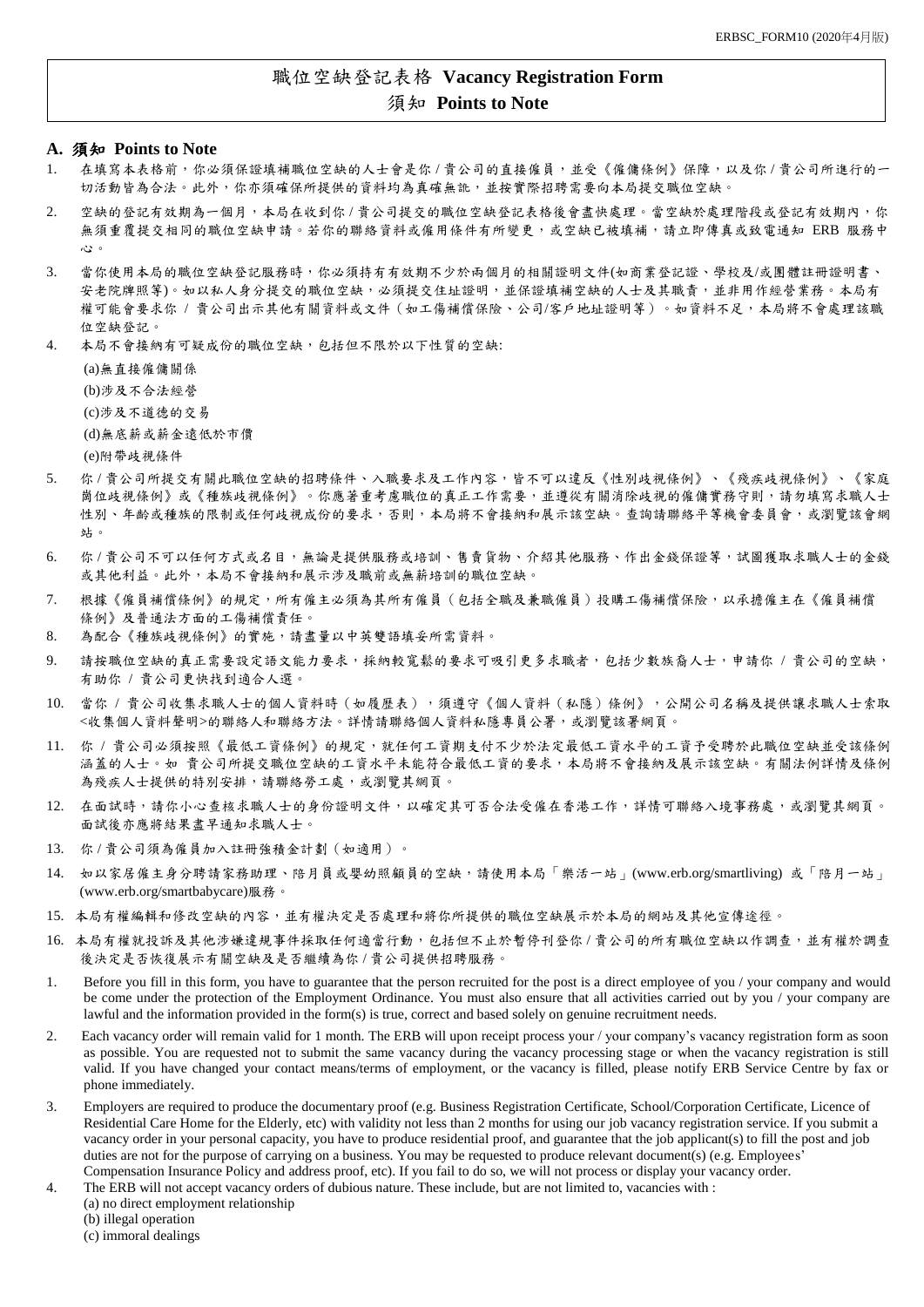# 職位空缺登記表格 Vacancy Registration Form

## 須知 Points to Note

### A. 須知 Points to Note

1. 在填寫本表格前，你必須保證填補職位空缺的人士會是你 / 貴公司的直接僱員，並受《僱傭條例》保障，以及你 / 貴公司所進行的一切活動皆為合法。此外，你亦須確保所提供的資料均為真確無訛，並按實際招聘需要向本局提交職位空缺。
2. 空缺的登記有效期為一個月，本局在收到你 / 貴公司提交的職位空缺登記表格後會盡快處理。當空缺於處理階段或登記有效期內，你無須重覆提交相同的職位空缺申請。若你的聯絡資料或僱用條件有所變更，或空缺已被填補，請立即傳真或致電通知 ERB 服務中心。
3. 當你使用本局的職位空缺登記服務時，你必須持有有效期不少於兩個月的相關證明文件(如商業登記證、學校及/或團體註冊證明書、安老院牌照等)。如以私人身分提交的職位空缺，必須提交住址證明，並保證填補空缺的人士及其職責，並非用作經營業務。本局有權可能會要求你 / 貴公司出示其他有關資料或文件（如工傷補償保險、公司/客戶地址證明等）。如資料不足，本局將不會處理該職位空缺登記。
4. 本局不會接納有可疑成份的職位空缺，包括但不限於以下性質的空缺:
   (a)無直接僱傭關係
   (b)涉及不合法經營
   (c)涉及不道德的交易
   (d)無底薪或薪金遠低於市價
   (e)附帶歧視條件
5. 你 / 貴公司所提交有關此職位空缺的招聘條件、入職要求及工作內容，皆不可以違反《性別歧視條例》、《殘疾歧視條例》、《家庭崗位歧視條例》或《種族歧視條例》。你應著重考慮職位的真正工作需要，並遵從有關消除歧視的僱傭實務守則，請勿填寫求職人士性別、年齡或種族的限制或任何歧視成份的要求，否則，本局將不會接納和展示該空缺。查詢請聯絡平等機會委員會，或瀏覽該會網站。
6. 你 / 貴公司不可以任何方式或名目，無論是提供服務或培訓、售賣貨物、介紹其他服務、作出金錢保證等，試圖獲取求職人士的金錢或其他利益。此外，本局不會接納和展示涉及職前或無薪培訓的職位空缺。
7. 根據《僱員補償條例》的規定，所有僱主必須為其所有僱員（包括全職及兼職僱員）投購工傷補償保險，以承擔僱主在《僱員補償條例》及普通法方面的工傷補償責任。
8. 為配合《種族歧視條例》的實施，請盡量以中英雙語填妥所需資料。
9. 請按職位空缺的真正需要設定語文能力要求，採納較寬鬆的要求可吸引更多求職者，包括少數族裔人士，申請你 / 貴公司的空缺，有助你 / 貴公司更快找到適合人選。
10. 當你 / 貴公司收集求職人士的個人資料時（如履歷表），須遵守《個人資料（私隱）條例》，公開公司名稱及提供讓求職人士索取<收集個人資料聲明>的聯絡人和聯絡方法。詳情請聯絡個人資料私隱專員公署，或瀏覽該署網頁。
11. 你 / 貴公司必須按照《最低工資條例》的規定，就任何工資期支付不少於法定最低工資水平的工資予受聘於此職位空缺並受該條例涵蓋的人士。如 貴公司所提交職位空缺的工資水平未能符合最低工資的要求，本局將不會接納及展示該空缺。有關法例詳情及條例為殘疾人士提供的特別安排，請聯絡勞工處，或瀏覽其網頁。
12. 在面試時，請你小心查核求職人士的身份證明文件，以確定其可否合法受僱在香港工作，詳情可聯絡入境事務處，或瀏覽其網頁。面試後亦應將結果盡早通知求職人士。
13. 你 / 貴公司須為僱員加入註冊強積金計劃（如適用）。
14. 如以家居僱主身分聘請家務助理、陪月員或嬰幼照顧員的空缺，請使用本局「樂活一站」(www.erb.org/smartliving) 或「陪月一站」(www.erb.org/smartbabycare)服務。
15. 本局有權編輯和修改空缺的內容，並有權決定是否處理和將你所提供的職位空缺展示於本局的網站及其他宣傳途徑。
16. 本局有權就投訴及其他涉嫌違規事件採取任何適當行動，包括但不止於暫停刊登你 / 貴公司的所有職位空缺以作調查，並有權於調查後決定是否恢復展示有關空缺及是否繼續為你 / 貴公司提供招聘服務。

1. Before you fill in this form, you have to guarantee that the person recruited for the post is a direct employee of you / your company and would be come under the protection of the Employment Ordinance. You must also ensure that all activities carried out by you / your company are lawful and the information provided in the form(s) is true, correct and based solely on genuine recruitment needs.
2. Each vacancy order will remain valid for 1 month. The ERB will upon receipt process your / your company's vacancy registration form as soon as possible. You are requested not to submit the same vacancy during the vacancy processing stage or when the vacancy registration is still valid. If you have changed your contact means/terms of employment, or the vacancy is filled, please notify ERB Service Centre by fax or phone immediately.
3. Employers are required to produce the documentary proof (e.g. Business Registration Certificate, School/Corporation Certificate, Licence of Residential Care Home for the Elderly, etc) with validity not less than 2 months for using our job vacancy registration service. If you submit a vacancy order in your personal capacity, you have to produce residential proof, and guarantee that the job applicant(s) to fill the post and job duties are not for the purpose of carrying on a business. You may be requested to produce relevant document(s) (e.g. Employees' Compensation Insurance Policy and address proof, etc). If you fail to do so, we will not process or display your vacancy order.
4. The ERB will not accept vacancy orders of dubious nature. These include, but are not limited to, vacancies with :
   (a) no direct employment relationship
   (b) illegal operation
   (c) immoral dealings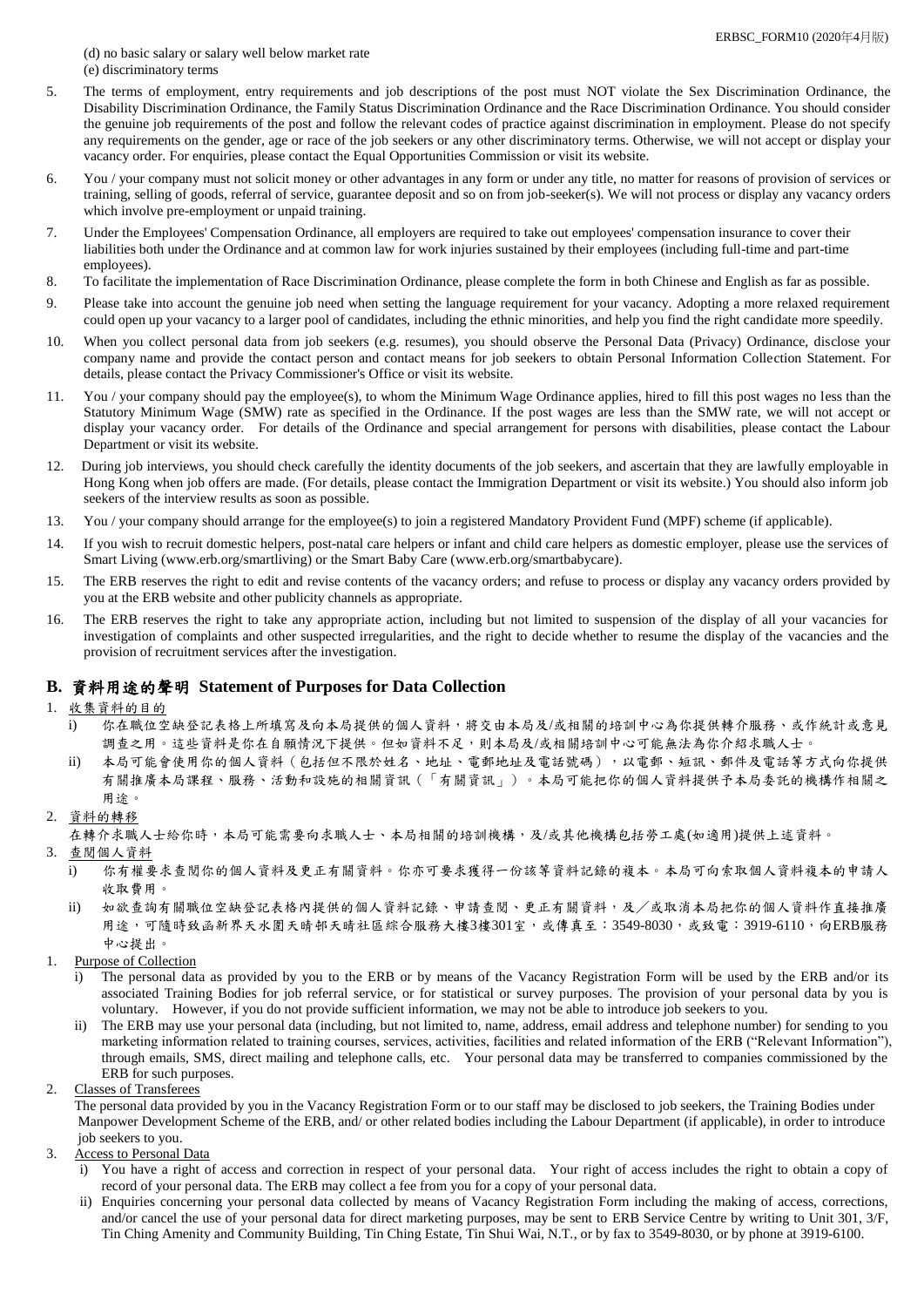(d) no basic salary or salary well below market rate

(e) discriminatory terms

5. The terms of employment, entry requirements and job descriptions of the post must NOT violate the Sex Discrimination Ordinance, the Disability Discrimination Ordinance, the Family Status Discrimination Ordinance and the Race Discrimination Ordinance. You should consider the genuine job requirements of the post and follow the relevant codes of practice against discrimination in employment. Please do not specify any requirements on the gender, age or race of the job seekers or any other discriminatory terms. Otherwise, we will not accept or display your vacancy order. For enquiries, please contact the Equal Opportunities Commission or visit its website.
6. You / your company must not solicit money or other advantages in any form or under any title, no matter for reasons of provision of services or training, selling of goods, referral of service, guarantee deposit and so on from job-seeker(s). We will not process or display any vacancy orders which involve pre-employment or unpaid training.
7. Under the Employees' Compensation Ordinance, all employers are required to take out employees' compensation insurance to cover their liabilities both under the Ordinance and at common law for work injuries sustained by their employees (including full-time and part-time employees).
8. To facilitate the implementation of Race Discrimination Ordinance, please complete the form in both Chinese and English as far as possible.
9. Please take into account the genuine job need when setting the language requirement for your vacancy. Adopting a more relaxed requirement could open up your vacancy to a larger pool of candidates, including the ethnic minorities, and help you find the right candidate more speedily.
10. When you collect personal data from job seekers (e.g. resumes), you should observe the Personal Data (Privacy) Ordinance, disclose your company name and provide the contact person and contact means for job seekers to obtain Personal Information Collection Statement. For details, please contact the Privacy Commissioner's Office or visit its website.
11. You / your company should pay the employee(s), to whom the Minimum Wage Ordinance applies, hired to fill this post wages no less than the Statutory Minimum Wage (SMW) rate as specified in the Ordinance. If the post wages are less than the SMW rate, we will not accept or display your vacancy order. For details of the Ordinance and special arrangement for persons with disabilities, please contact the Labour Department or visit its website.
12. During job interviews, you should check carefully the identity documents of the job seekers, and ascertain that they are lawfully employable in Hong Kong when job offers are made. (For details, please contact the Immigration Department or visit its website.) You should also inform job seekers of the interview results as soon as possible.
13. You / your company should arrange for the employee(s) to join a registered Mandatory Provident Fund (MPF) scheme (if applicable).
14. If you wish to recruit domestic helpers, post-natal care helpers or infant and child care helpers as domestic employer, please use the services of Smart Living (www.erb.org/smartliving) or the Smart Baby Care (www.erb.org/smartbabycare).
15. The ERB reserves the right to edit and revise contents of the vacancy orders; and refuse to process or display any vacancy orders provided by you at the ERB website and other publicity channels as appropriate.
16. The ERB reserves the right to take any appropriate action, including but not limited to suspension of the display of all your vacancies for investigation of complaints and other suspected irregularities, and the right to decide whether to resume the display of the vacancies and the provision of recruitment services after the investigation.

## B. 資料用途的聲明 Statement of Purposes for Data Collection

1. 收集資料的目的
   i) 你在職位空缺登記表格上所填寫及向本局提供的個人資料，將交由本局及/或相關的培訓中心為你提供轉介服務、或作統計或意見調查之用。這些資料是你在自願情況下提供。但如資料不足，則本局及/或相關培訓中心可能無法為你介紹求職人士。
   ii) 本局可能會使用你的個人資料（包括但不限於姓名、地址、電郵地址及電話號碼），以電郵、短訊、郵件及電話等方式向你提供有關推廣本局課程、服務、活動和設施的相關資訊（「有關資訊」）。本局可能把你的個人資料提供予本局委託的機構作相關之用途。
2. 資料的轉移
   在轉介求職人士給你時，本局可能需要向求職人士、本局相關的培訓機構，及/或其他機構包括勞工處(如適用)提供上述資料。
3. 查閱個人資料
   i) 你有權要求查閱你的個人資料及更正有關資料。你亦可要求獲得一份該等資料記錄的複本。本局可向索取個人資料複本的申請人收取費用。
   ii) 如欲查詢有關職位空缺登記表格內提供的個人資料記錄、申請查閱、更正有關資料，及／或取消本局把你的個人資料作直接推廣用途，可隨時致函新界天水圍天晴邨天晴社區綜合服務大樓3樓301室，或傳真至：3549-8030，或致電：3919-6110，向ERB服務中心提出。

1. Purpose of Collection
   i) The personal data as provided by you to the ERB or by means of the Vacancy Registration Form will be used by the ERB and/or its associated Training Bodies for job referral service, or for statistical or survey purposes. The provision of your personal data by you is voluntary. However, if you do not provide sufficient information, we may not be able to introduce job seekers to you.
   ii) The ERB may use your personal data (including, but not limited to, name, address, email address and telephone number) for sending to you marketing information related to training courses, services, activities, facilities and related information of the ERB ("Relevant Information"), through emails, SMS, direct mailing and telephone calls, etc. Your personal data may be transferred to companies commissioned by the ERB for such purposes.
2. Classes of Transferees
   The personal data provided by you in the Vacancy Registration Form or to our staff may be disclosed to job seekers, the Training Bodies under Manpower Development Scheme of the ERB, and/ or other related bodies including the Labour Department (if applicable), in order to introduce job seekers to you.
3. Access to Personal Data
   i) You have a right of access and correction in respect of your personal data. Your right of access includes the right to obtain a copy of record of your personal data. The ERB may collect a fee from you for a copy of your personal data.
   ii) Enquiries concerning your personal data collected by means of Vacancy Registration Form including the making of access, corrections, and/or cancel the use of your personal data for direct marketing purposes, may be sent to ERB Service Centre by writing to Unit 301, 3/F, Tin Ching Amenity and Community Building, Tin Ching Estate, Tin Shui Wai, N.T., or by fax to 3549-8030, or by phone at 3919-6100.